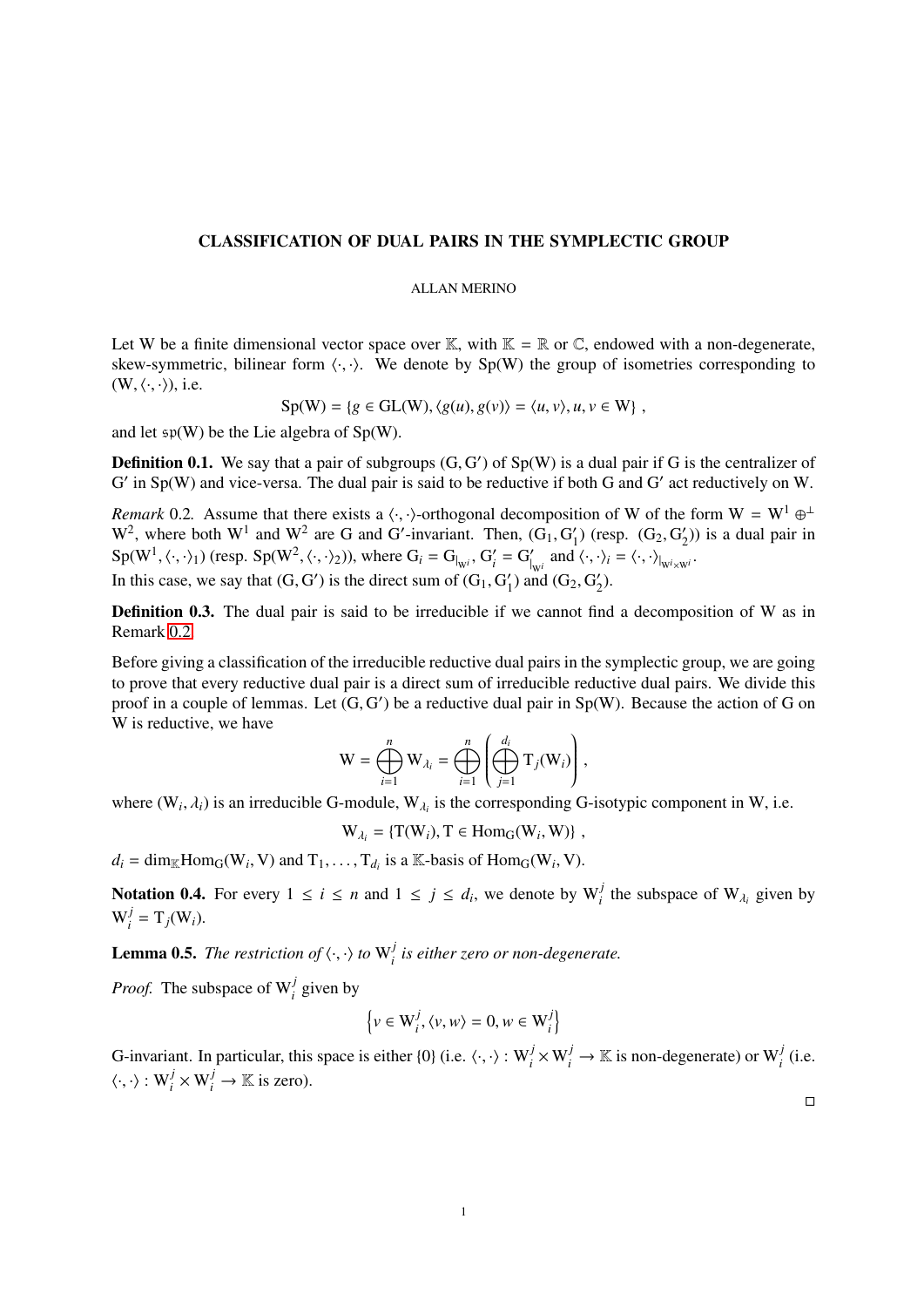# CLASSIFICATION OF DUAL PAIRS IN THE SYMPLECTIC GROUP

ALLAN MERINO

Let W be a finite dimensional vector space over $\mathbb{K}$, with $\mathbb{K} = \mathbb{R}$ or $\mathbb{C}$, endowed with a non-degenerate, skew-symmetric, bilinear form $\langle \cdot, \cdot \rangle$. We denote by Sp(W) the group of isometries corresponding to $(W, \langle \cdot, \cdot \rangle)$, i.e.

$$\mathrm{Sp(W)} = \{g \in \mathrm{GL(W)}, \langle g(u), g(v) \rangle = \langle u, v \rangle, u, v \in \mathrm{W}\} ,$$

and let $\mathfrak{sp}(\mathrm{W})$ be the Lie algebra of Sp(W).

**Definition 0.1.** We say that a pair of subgroups $(\mathrm{G}, \mathrm{G}')$ of Sp(W) is a dual pair if G is the centralizer of $\mathrm{G}'$ in Sp(W) and vice-versa. The dual pair is said to be reductive if both G and $\mathrm{G}'$ act reductively on W.

*Remark* 0.2. Assume that there exists a $\langle \cdot, \cdot \rangle$-orthogonal decomposition of W of the form $\mathrm{W} = \mathrm{W}^1 \oplus^\perp \mathrm{W}^2$, where both $\mathrm{W}^1$ and $\mathrm{W}^2$ are G and $\mathrm{G}'$-invariant. Then, $(\mathrm{G}_1, \mathrm{G}'_1)$ (resp. $(\mathrm{G}_2, \mathrm{G}'_2)$) is a dual pair in $\mathrm{Sp}(\mathrm{W}^1, \langle \cdot, \cdot \rangle_1)$ (resp. $\mathrm{Sp}(\mathrm{W}^2, \langle \cdot, \cdot \rangle_2)$), where $\mathrm{G}_i = \mathrm{G}_{|_{\mathrm{W}^i}}$, $\mathrm{G}'_i = \mathrm{G}'_{|_{\mathrm{W}^i}}$ and $\langle \cdot, \cdot \rangle_i = \langle \cdot, \cdot \rangle_{|_{\mathrm{W}^i \times \mathrm{W}^i}}$.
In this case, we say that $(\mathrm{G}, \mathrm{G}')$ is the direct sum of $(\mathrm{G}_1, \mathrm{G}'_1)$ and $(\mathrm{G}_2, \mathrm{G}'_2)$.

**Definition 0.3.** The dual pair is said to be irreducible if we cannot find a decomposition of W as in Remark 0.2.

Before giving a classification of the irreducible reductive dual pairs in the symplectic group, we are going to prove that every reductive dual pair is a direct sum of irreducible reductive dual pairs. We divide this proof in a couple of lemmas. Let $(\mathrm{G}, \mathrm{G}')$ be a reductive dual pair in Sp(W). Because the action of G on W is reductive, we have

$$\mathrm{W} = \bigoplus_{i=1}^{n} \mathrm{W}_{\lambda_i} = \bigoplus_{i=1}^{n} \left( \bigoplus_{j=1}^{d_i} \mathrm{T}_j(\mathrm{W}_i) \right) ,$$

where $(\mathrm{W}_i, \lambda_i)$ is an irreducible G-module, $\mathrm{W}_{\lambda_i}$ is the corresponding G-isotypic component in W, i.e.

$$\mathrm{W}_{\lambda_i} = \{\mathrm{T}(\mathrm{W}_i), \mathrm{T} \in \mathrm{Hom_G}(\mathrm{W}_i, \mathrm{W})\} ,$$

$d_i = \dim_{\mathbb{K}} \mathrm{Hom_G}(\mathrm{W}_i, \mathrm{V})$ and $\mathrm{T}_1, \ldots, \mathrm{T}_{d_i}$ is a $\mathbb{K}$-basis of $\mathrm{Hom_G}(\mathrm{W}_i, \mathrm{V})$.

**Notation 0.4.** For every $1 \leq i \leq n$ and $1 \leq j \leq d_i$, we denote by $\mathrm{W}_i^j$ the subspace of $\mathrm{W}_{\lambda_i}$ given by $\mathrm{W}_i^j = \mathrm{T}_j(\mathrm{W}_i)$.

**Lemma 0.5.** *The restriction of* $\langle \cdot, \cdot \rangle$ *to* $\mathrm{W}_i^j$ *is either zero or non-degenerate.*

*Proof.* The subspace of $\mathrm{W}_i^j$ given by

$$\left\{ v \in \mathrm{W}_i^j, \langle v, w \rangle = 0, w \in \mathrm{W}_i^j \right\}$$

G-invariant. In particular, this space is either $\{0\}$ (i.e. $\langle \cdot, \cdot \rangle : \mathrm{W}_i^j \times \mathrm{W}_i^j \to \mathbb{K}$ is non-degenerate) or $\mathrm{W}_i^j$ (i.e. $\langle \cdot, \cdot \rangle : \mathrm{W}_i^j \times \mathrm{W}_i^j \to \mathbb{K}$ is zero).

□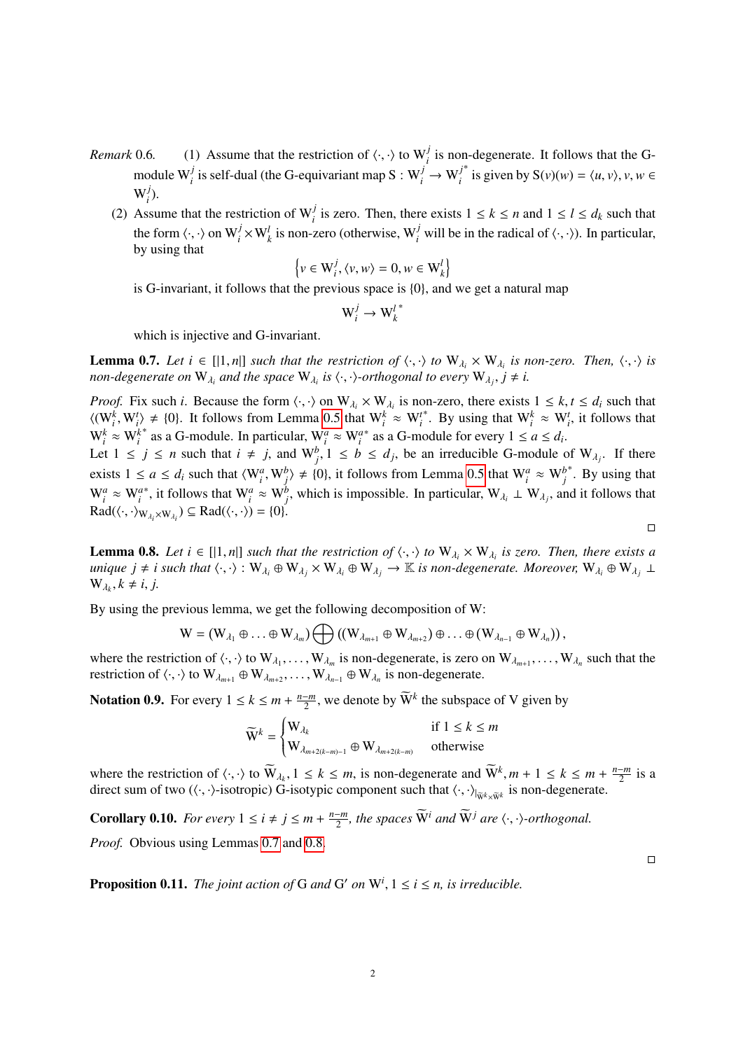*Remark* 0.6. (1) Assume that the restriction of $\langle\cdot,\cdot\rangle$ to $\mathrm{W}_i^j$ is non-degenerate. It follows that the G-module $\mathrm{W}_i^j$ is self-dual (the G-equivariant map $\mathrm{S} : \mathrm{W}_i^j \to \mathrm{W}_i^{j^*}$ is given by $\mathrm{S}(v)(w) = \langle u, v\rangle, v, w \in \mathrm{W}_i^j$).

(2) Assume that the restriction of $\mathrm{W}_i^j$ is zero. Then, there exists $1 \leq k \leq n$ and $1 \leq l \leq d_k$ such that the form $\langle\cdot,\cdot\rangle$ on $\mathrm{W}_i^j \times \mathrm{W}_k^l$ is non-zero (otherwise, $\mathrm{W}_i^j$ will be in the radical of $\langle\cdot,\cdot\rangle$). In particular, by using that

$$\left\{v \in \mathrm{W}_i^j, \langle v, w\rangle = 0, w \in \mathrm{W}_k^l\right\}$$

is G-invariant, it follows that the previous space is $\{0\}$, and we get a natural map

$$\mathrm{W}_i^j \to \mathrm{W}_k^{l^*}$$

which is injective and G-invariant.

**Lemma 0.7.** *Let $i \in [|1, n|]$ such that the restriction of $\langle\cdot,\cdot\rangle$ to $\mathrm{W}_{\lambda_i} \times \mathrm{W}_{\lambda_i}$ is non-zero. Then, $\langle\cdot,\cdot\rangle$ is non-degenerate on $\mathrm{W}_{\lambda_i}$ and the space $\mathrm{W}_{\lambda_i}$ is $\langle\cdot,\cdot\rangle$-orthogonal to every $\mathrm{W}_{\lambda_j}, j \neq i$.*

*Proof.* Fix such $i$. Because the form $\langle\cdot,\cdot\rangle$ on $\mathrm{W}_{\lambda_i} \times \mathrm{W}_{\lambda_i}$ is non-zero, there exists $1 \leq k, t \leq d_i$ such that $\langle(\mathrm{W}_i^k, \mathrm{W}_i^t\rangle \neq \{0\}$. It follows from Lemma 0.5 that $\mathrm{W}_i^k \approx \mathrm{W}_i^{t^*}$. By using that $\mathrm{W}_i^k \approx \mathrm{W}_i^t$, it follows that $\mathrm{W}_i^k \approx \mathrm{W}_i^{k^*}$ as a G-module. In particular, $\mathrm{W}_i^a \approx \mathrm{W}_i^{a^*}$ as a G-module for every $1 \leq a \leq d_i$.
Let $1 \leq j \leq n$ such that $i \neq j$, and $\mathrm{W}_j^b, 1 \leq b \leq d_j$, be an irreducible G-module of $\mathrm{W}_{\lambda_j}$. If there exists $1 \leq a \leq d_i$ such that $\langle \mathrm{W}_i^a, \mathrm{W}_j^b\rangle \neq \{0\}$, it follows from Lemma 0.5 that $\mathrm{W}_i^a \approx \mathrm{W}_j^{b^*}$. By using that $\mathrm{W}_i^a \approx \mathrm{W}_i^{a*}$, it follows that $\mathrm{W}_i^a \approx \mathrm{W}_j^b$, which is impossible. In particular, $\mathrm{W}_{\lambda_i} \perp \mathrm{W}_{\lambda_j}$, and it follows that $\mathrm{Rad}(\langle\cdot,\cdot\rangle_{\mathrm{W}_{\lambda_i}\times\mathrm{W}_{\lambda_i}}) \subseteq \mathrm{Rad}(\langle\cdot,\cdot\rangle) = \{0\}$. □

**Lemma 0.8.** *Let $i \in [|1, n|]$ such that the restriction of $\langle\cdot,\cdot\rangle$ to $\mathrm{W}_{\lambda_i} \times \mathrm{W}_{\lambda_i}$ is zero. Then, there exists a unique $j \neq i$ such that $\langle\cdot,\cdot\rangle : \mathrm{W}_{\lambda_i} \oplus \mathrm{W}_{\lambda_j} \times \mathrm{W}_{\lambda_i} \oplus \mathrm{W}_{\lambda_j} \to \mathbb{K}$ is non-degenerate. Moreover, $\mathrm{W}_{\lambda_i} \oplus \mathrm{W}_{\lambda_j} \perp \mathrm{W}_{\lambda_k}, k \neq i, j$.*

By using the previous lemma, we get the following decomposition of W:

$$\mathrm{W} = (\mathrm{W}_{\lambda_1} \oplus \ldots \oplus \mathrm{W}_{\lambda_m}) \bigoplus ((\mathrm{W}_{\lambda_{m+1}} \oplus \mathrm{W}_{\lambda_{m+2}}) \oplus \ldots \oplus (\mathrm{W}_{\lambda_{n-1}} \oplus \mathrm{W}_{\lambda_n})),$$

where the restriction of $\langle\cdot,\cdot\rangle$ to $\mathrm{W}_{\lambda_1}, \ldots, \mathrm{W}_{\lambda_m}$ is non-degenerate, is zero on $\mathrm{W}_{\lambda_{m+1}}, \ldots, \mathrm{W}_{\lambda_n}$ such that the restriction of $\langle\cdot,\cdot\rangle$ to $\mathrm{W}_{\lambda_{m+1}} \oplus \mathrm{W}_{\lambda_{m+2}}, \ldots, \mathrm{W}_{\lambda_{n-1}} \oplus \mathrm{W}_{\lambda_n}$ is non-degenerate.

**Notation 0.9.** For every $1 \leq k \leq m + \frac{n-m}{2}$, we denote by $\widetilde{\mathrm{W}}^k$ the subspace of V given by

$$\widetilde{\mathrm{W}}^k = \begin{cases} \mathrm{W}_{\lambda_k} & \text{if } 1 \leq k \leq m \\ \mathrm{W}_{\lambda_{m+2(k-m)-1}} \oplus \mathrm{W}_{\lambda_{m+2(k-m)}} & \text{otherwise} \end{cases}$$

where the restriction of $\langle\cdot,\cdot\rangle$ to $\widetilde{\mathrm{W}}_{\lambda_k}, 1 \leq k \leq m$, is non-degenerate and $\widetilde{\mathrm{W}}^k, m+1 \leq k \leq m + \frac{n-m}{2}$ is a direct sum of two ($\langle\cdot,\cdot\rangle$-isotropic) G-isotypic component such that $\langle\cdot,\cdot\rangle_{|\widetilde{\mathrm{W}}^k\times\widetilde{\mathrm{W}}^k}$ is non-degenerate.

**Corollary 0.10.** *For every $1 \leq i \neq j \leq m + \frac{n-m}{2}$, the spaces $\widetilde{\mathrm{W}}^i$ and $\widetilde{\mathrm{W}}^j$ are $\langle\cdot,\cdot\rangle$-orthogonal.*

*Proof.* Obvious using Lemmas 0.7 and 0.8. □

**Proposition 0.11.** *The joint action of* G *and* G′ *on* $\mathrm{W}^i, 1 \leq i \leq n$*, is irreducible.*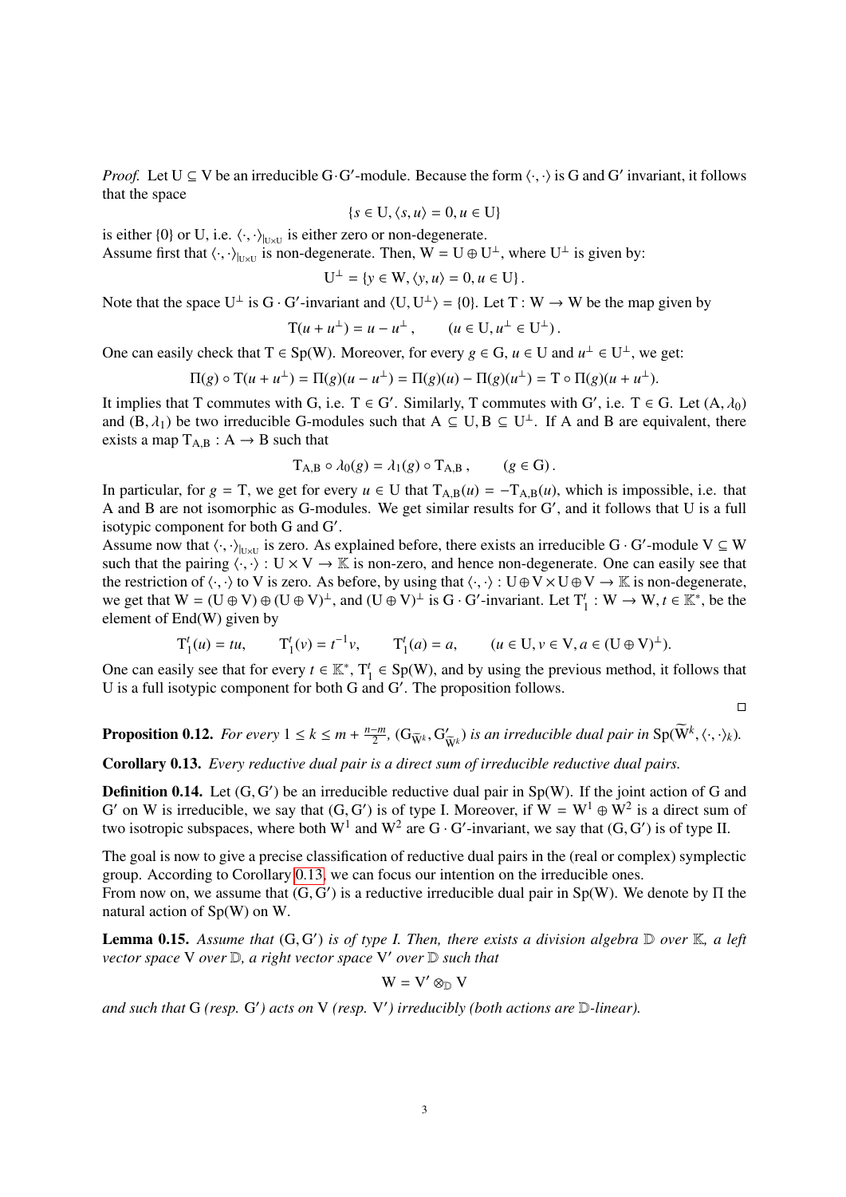*Proof.* Let $\mathrm{U} \subseteq \mathrm{V}$ be an irreducible $\mathrm{G}\cdot\mathrm{G}'$-module. Because the form $\langle\cdot,\cdot\rangle$ is $\mathrm{G}$ and $\mathrm{G}'$ invariant, it follows that the space

$$\{s \in \mathrm{U}, \langle s, u\rangle = 0, u \in \mathrm{U}\}$$

is either $\{0\}$ or $\mathrm{U}$, i.e. $\langle\cdot,\cdot\rangle_{|_{\mathrm{U}\times\mathrm{U}}}$ is either zero or non-degenerate.
Assume first that $\langle\cdot,\cdot\rangle_{|_{\mathrm{U}\times\mathrm{U}}}$ is non-degenerate. Then, $\mathrm{W} = \mathrm{U} \oplus \mathrm{U}^{\perp}$, where $\mathrm{U}^{\perp}$ is given by:

$$\mathrm{U}^{\perp} = \{y \in \mathrm{W}, \langle y, u\rangle = 0, u \in \mathrm{U}\}.$$

Note that the space $\mathrm{U}^{\perp}$ is $\mathrm{G}\cdot\mathrm{G}'$-invariant and $\langle \mathrm{U}, \mathrm{U}^{\perp}\rangle = \{0\}$. Let $\mathrm{T} : \mathrm{W} \to \mathrm{W}$ be the map given by

$$\mathrm{T}(u + u^{\perp}) = u - u^{\perp}, \qquad (u \in \mathrm{U}, u^{\perp} \in \mathrm{U}^{\perp}).$$

One can easily check that $\mathrm{T} \in \mathrm{Sp}(\mathrm{W})$. Moreover, for every $g \in \mathrm{G}$, $u \in \mathrm{U}$ and $u^{\perp} \in \mathrm{U}^{\perp}$, we get:

$$\Pi(g) \circ \mathrm{T}(u + u^{\perp}) = \Pi(g)(u - u^{\perp}) = \Pi(g)(u) - \Pi(g)(u^{\perp}) = \mathrm{T} \circ \Pi(g)(u + u^{\perp}).$$

It implies that $\mathrm{T}$ commutes with $\mathrm{G}$, i.e. $\mathrm{T} \in \mathrm{G}'$. Similarly, $\mathrm{T}$ commutes with $\mathrm{G}'$, i.e. $\mathrm{T} \in \mathrm{G}$. Let $(\mathrm{A}, \lambda_0)$ and $(\mathrm{B}, \lambda_1)$ be two irreducible $\mathrm{G}$-modules such that $\mathrm{A} \subseteq \mathrm{U}, \mathrm{B} \subseteq \mathrm{U}^{\perp}$. If $\mathrm{A}$ and $\mathrm{B}$ are equivalent, there exists a map $\mathrm{T}_{\mathrm{A},\mathrm{B}} : \mathrm{A} \to \mathrm{B}$ such that

$$\mathrm{T}_{\mathrm{A},\mathrm{B}} \circ \lambda_0(g) = \lambda_1(g) \circ \mathrm{T}_{\mathrm{A},\mathrm{B}}, \qquad (g \in \mathrm{G}).$$

In particular, for $g = \mathrm{T}$, we get for every $u \in \mathrm{U}$ that $\mathrm{T}_{\mathrm{A},\mathrm{B}}(u) = -\mathrm{T}_{\mathrm{A},\mathrm{B}}(u)$, which is impossible, i.e. that $\mathrm{A}$ and $\mathrm{B}$ are not isomorphic as $\mathrm{G}$-modules. We get similar results for $\mathrm{G}'$, and it follows that $\mathrm{U}$ is a full isotypic component for both $\mathrm{G}$ and $\mathrm{G}'$.
Assume now that $\langle\cdot,\cdot\rangle_{|_{\mathrm{U}\times\mathrm{U}}}$ is zero. As explained before, there exists an irreducible $\mathrm{G}\cdot\mathrm{G}'$-module $\mathrm{V} \subseteq \mathrm{W}$ such that the pairing $\langle\cdot,\cdot\rangle : \mathrm{U} \times \mathrm{V} \to \mathbb{K}$ is non-zero, and hence non-degenerate. One can easily see that the restriction of $\langle\cdot,\cdot\rangle$ to $\mathrm{V}$ is zero. As before, by using that $\langle\cdot,\cdot\rangle : \mathrm{U}\oplus\mathrm{V}\times\mathrm{U}\oplus\mathrm{V} \to \mathbb{K}$ is non-degenerate, we get that $\mathrm{W} = (\mathrm{U} \oplus \mathrm{V}) \oplus (\mathrm{U} \oplus \mathrm{V})^{\perp}$, and $(\mathrm{U} \oplus \mathrm{V})^{\perp}$ is $\mathrm{G}\cdot\mathrm{G}'$-invariant. Let $\mathrm{T}^t_1 : \mathrm{W} \to \mathrm{W}$, $t \in \mathbb{K}^*$, be the element of $\mathrm{End}(\mathrm{W})$ given by

$$\mathrm{T}^t_1(u) = tu, \qquad \mathrm{T}^t_1(v) = t^{-1}v, \qquad \mathrm{T}^t_1(a) = a, \qquad (u \in \mathrm{U}, v \in \mathrm{V}, a \in (\mathrm{U} \oplus \mathrm{V})^{\perp}).$$

One can easily see that for every $t \in \mathbb{K}^*$, $\mathrm{T}^t_1 \in \mathrm{Sp}(\mathrm{W})$, and by using the previous method, it follows that $\mathrm{U}$ is a full isotypic component for both $\mathrm{G}$ and $\mathrm{G}'$. The proposition follows. $\square$

**Proposition 0.12.** *For every $1 \leq k \leq m + \frac{n-m}{2}$, $(\mathrm{G}_{\widetilde{\mathrm{W}}^k}, \mathrm{G}'_{\widetilde{\mathrm{W}}^k})$ is an irreducible dual pair in $\mathrm{Sp}(\widetilde{\mathrm{W}}^k, \langle\cdot,\cdot\rangle_k)$.*

**Corollary 0.13.** *Every reductive dual pair is a direct sum of irreducible reductive dual pairs.*

**Definition 0.14.** Let $(\mathrm{G}, \mathrm{G}')$ be an irreducible reductive dual pair in $\mathrm{Sp}(\mathrm{W})$. If the joint action of $\mathrm{G}$ and $\mathrm{G}'$ on $\mathrm{W}$ is irreducible, we say that $(\mathrm{G}, \mathrm{G}')$ is of type I. Moreover, if $\mathrm{W} = \mathrm{W}^1 \oplus \mathrm{W}^2$ is a direct sum of two isotropic subspaces, where both $\mathrm{W}^1$ and $\mathrm{W}^2$ are $\mathrm{G}\cdot\mathrm{G}'$-invariant, we say that $(\mathrm{G}, \mathrm{G}')$ is of type II.

The goal is now to give a precise classification of reductive dual pairs in the (real or complex) symplectic group. According to Corollary 0.13, we can focus our intention on the irreducible ones.
From now on, we assume that $(\mathrm{G}, \mathrm{G}')$ is a reductive irreducible dual pair in $\mathrm{Sp}(\mathrm{W})$. We denote by $\Pi$ the natural action of $\mathrm{Sp}(\mathrm{W})$ on $\mathrm{W}$.

**Lemma 0.15.** *Assume that $(\mathrm{G}, \mathrm{G}')$ is of type I. Then, there exists a division algebra $\mathbb{D}$ over $\mathbb{K}$, a left vector space $\mathrm{V}$ over $\mathbb{D}$, a right vector space $\mathrm{V}'$ over $\mathbb{D}$ such that*

$$\mathrm{W} = \mathrm{V}' \otimes_{\mathbb{D}} \mathrm{V}$$

*and such that $\mathrm{G}$ (resp. $\mathrm{G}'$) acts on $\mathrm{V}$ (resp. $\mathrm{V}'$) irreducibly (both actions are $\mathbb{D}$-linear).*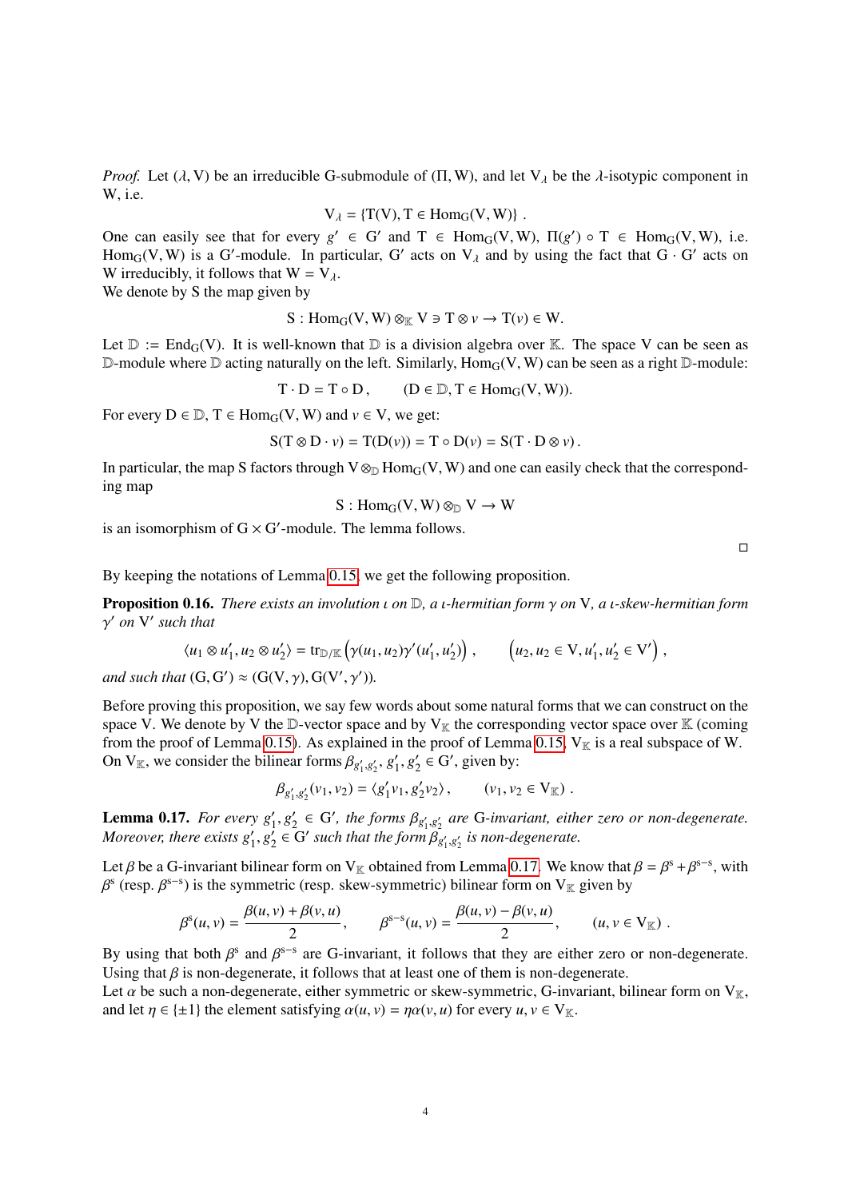*Proof.* Let $(\lambda, \mathrm{V})$ be an irreducible $\mathrm{G}$-submodule of $(\Pi, \mathrm{W})$, and let $\mathrm{V}_\lambda$ be the $\lambda$-isotypic component in $\mathrm{W}$, i.e.

$$\mathrm{V}_\lambda = \{\mathrm{T}(\mathrm{V}), \mathrm{T} \in \mathrm{Hom}_{\mathrm{G}}(\mathrm{V}, \mathrm{W})\} .$$

One can easily see that for every $g' \in \mathrm{G}'$ and $\mathrm{T} \in \mathrm{Hom}_{\mathrm{G}}(\mathrm{V}, \mathrm{W})$, $\Pi(g') \circ \mathrm{T} \in \mathrm{Hom}_{\mathrm{G}}(\mathrm{V}, \mathrm{W})$, i.e. $\mathrm{Hom}_{\mathrm{G}}(\mathrm{V}, \mathrm{W})$ is a $\mathrm{G}'$-module. In particular, $\mathrm{G}'$ acts on $\mathrm{V}_\lambda$ and by using the fact that $\mathrm{G} \cdot \mathrm{G}'$ acts on $\mathrm{W}$ irreducibly, it follows that $\mathrm{W} = \mathrm{V}_\lambda$.
We denote by $\mathrm{S}$ the map given by

$$\mathrm{S} : \mathrm{Hom}_{\mathrm{G}}(\mathrm{V}, \mathrm{W}) \otimes_{\mathbb{K}} \mathrm{V} \ni \mathrm{T} \otimes v \to \mathrm{T}(v) \in \mathrm{W}.$$

Let $\mathbb{D} := \mathrm{End}_{\mathrm{G}}(\mathrm{V})$. It is well-known that $\mathbb{D}$ is a division algebra over $\mathbb{K}$. The space $\mathrm{V}$ can be seen as $\mathbb{D}$-module where $\mathbb{D}$ acting naturally on the left. Similarly, $\mathrm{Hom}_{\mathrm{G}}(\mathrm{V}, \mathrm{W})$ can be seen as a right $\mathbb{D}$-module:

$$\mathrm{T} \cdot \mathrm{D} = \mathrm{T} \circ \mathrm{D}, \qquad (\mathrm{D} \in \mathbb{D}, \mathrm{T} \in \mathrm{Hom}_{\mathrm{G}}(\mathrm{V}, \mathrm{W})).$$

For every $\mathrm{D} \in \mathbb{D}$, $\mathrm{T} \in \mathrm{Hom}_{\mathrm{G}}(\mathrm{V}, \mathrm{W})$ and $v \in \mathrm{V}$, we get:

$$\mathrm{S}(\mathrm{T} \otimes \mathrm{D} \cdot v) = \mathrm{T}(\mathrm{D}(v)) = \mathrm{T} \circ \mathrm{D}(v) = \mathrm{S}(\mathrm{T} \cdot \mathrm{D} \otimes v) .$$

In particular, the map $\mathrm{S}$ factors through $\mathrm{V} \otimes_{\mathbb{D}} \mathrm{Hom}_{\mathrm{G}}(\mathrm{V}, \mathrm{W})$ and one can easily check that the corresponding map

$$\mathrm{S} : \mathrm{Hom}_{\mathrm{G}}(\mathrm{V}, \mathrm{W}) \otimes_{\mathbb{D}} \mathrm{V} \to \mathrm{W}$$

is an isomorphism of $\mathrm{G} \times \mathrm{G}'$-module. The lemma follows. □

By keeping the notations of Lemma 0.15, we get the following proposition.

**Proposition 0.16.** *There exists an involution $\iota$ on $\mathbb{D}$, a $\iota$-hermitian form $\gamma$ on $\mathrm{V}$, a $\iota$-skew-hermitian form $\gamma'$ on $\mathrm{V}'$ such that*

$$\langle u_1 \otimes u_1', u_2 \otimes u_2' \rangle = \mathrm{tr}_{\mathbb{D}/\mathbb{K}}\left(\gamma(u_1, u_2)\gamma'(u_1', u_2')\right) , \qquad \left(u_2, u_2 \in \mathrm{V}, u_1', u_2' \in \mathrm{V}'\right) ,$$

*and such that* $(\mathrm{G}, \mathrm{G}') \approx (\mathrm{G}(\mathrm{V}, \gamma), \mathrm{G}(\mathrm{V}', \gamma'))$.

Before proving this proposition, we say few words about some natural forms that we can construct on the space $\mathrm{V}$. We denote by $\mathrm{V}$ the $\mathbb{D}$-vector space and by $\mathrm{V}_{\mathbb{K}}$ the corresponding vector space over $\mathbb{K}$ (coming from the proof of Lemma 0.15). As explained in the proof of Lemma 0.15, $\mathrm{V}_{\mathbb{K}}$ is a real subspace of $\mathrm{W}$. On $\mathrm{V}_{\mathbb{K}}$, we consider the bilinear forms $\beta_{g_1', g_2'}$, $g_1', g_2' \in \mathrm{G}'$, given by:

$$\beta_{g_1', g_2'}(v_1, v_2) = \langle g_1' v_1, g_2' v_2 \rangle , \qquad (v_1, v_2 \in \mathrm{V}_{\mathbb{K}}) .$$

**Lemma 0.17.** *For every $g_1', g_2' \in \mathrm{G}'$, the forms $\beta_{g_1', g_2'}$ are $\mathrm{G}$-invariant, either zero or non-degenerate. Moreover, there exists $g_1', g_2' \in \mathrm{G}'$ such that the form $\beta_{g_1', g_2'}$ is non-degenerate.*

Let $\beta$ be a $\mathrm{G}$-invariant bilinear form on $\mathrm{V}_{\mathbb{K}}$ obtained from Lemma 0.17. We know that $\beta = \beta^{\mathrm{s}} + \beta^{\mathrm{s-s}}$, with $\beta^{\mathrm{s}}$ (resp. $\beta^{\mathrm{s-s}}$) is the symmetric (resp. skew-symmetric) bilinear form on $\mathrm{V}_{\mathbb{K}}$ given by

$$\beta^{\mathrm{s}}(u, v) = \frac{\beta(u, v) + \beta(v, u)}{2}, \qquad \beta^{\mathrm{s-s}}(u, v) = \frac{\beta(u, v) - \beta(v, u)}{2}, \qquad (u, v \in \mathrm{V}_{\mathbb{K}}) .$$

By using that both $\beta^{\mathrm{s}}$ and $\beta^{\mathrm{s-s}}$ are $\mathrm{G}$-invariant, it follows that they are either zero or non-degenerate. Using that $\beta$ is non-degenerate, it follows that at least one of them is non-degenerate.
Let $\alpha$ be such a non-degenerate, either symmetric or skew-symmetric, $\mathrm{G}$-invariant, bilinear form on $\mathrm{V}_{\mathbb{K}}$, and let $\eta \in \{\pm 1\}$ the element satisfying $\alpha(u, v) = \eta\alpha(v, u)$ for every $u, v \in \mathrm{V}_{\mathbb{K}}$.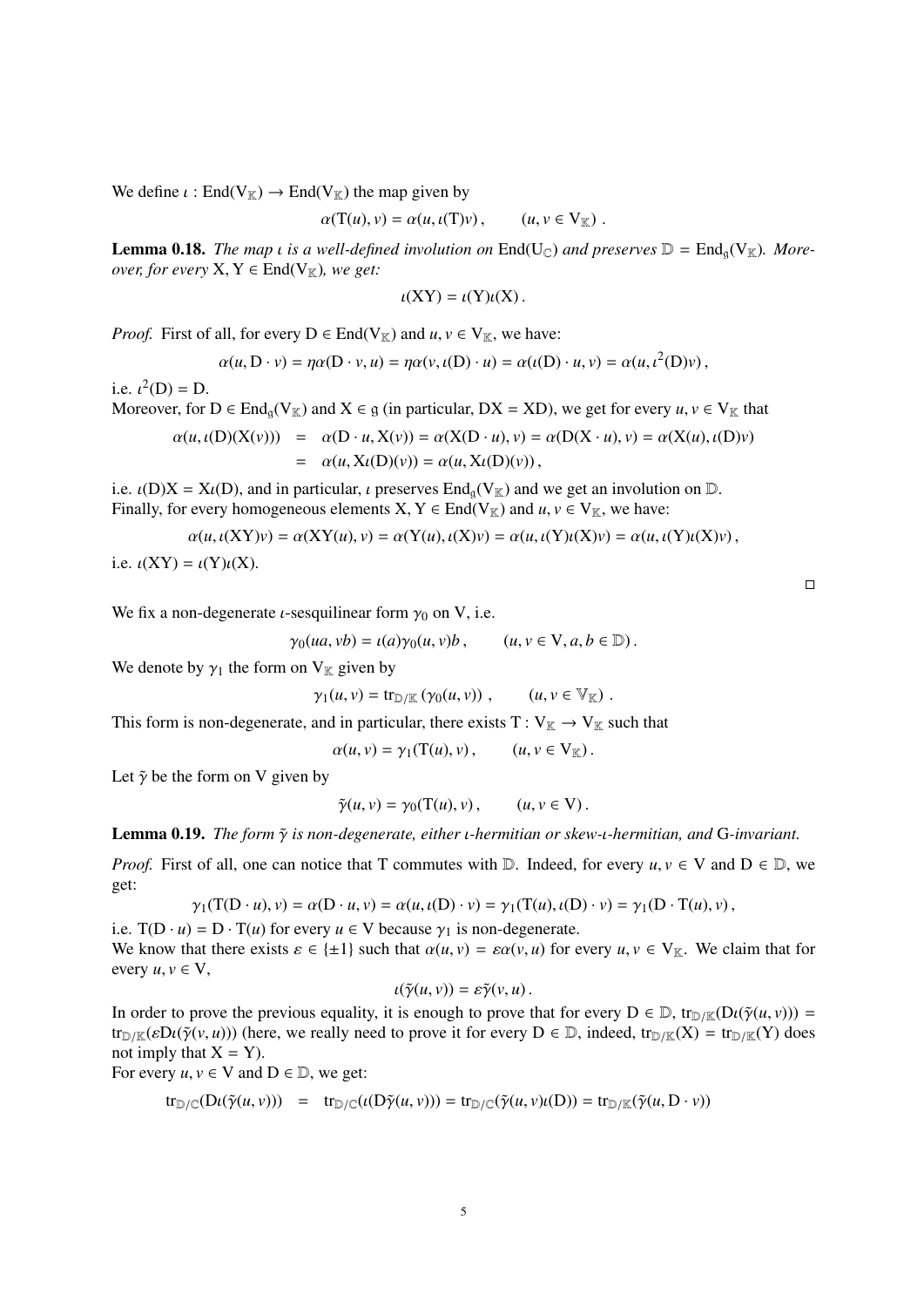We define $\iota : \mathrm{End}(\mathrm{V}_{\mathbb{K}}) \to \mathrm{End}(\mathrm{V}_{\mathbb{K}})$ the map given by

$$\alpha(\mathrm{T}(u), v) = \alpha(u, \iota(\mathrm{T})v), \qquad (u, v \in \mathrm{V}_{\mathbb{K}}) .$$

**Lemma 0.18.** *The map $\iota$ is a well-defined involution on $\mathrm{End}(\mathrm{U}_{\mathbb{C}})$ and preserves $\mathbb{D} = \mathrm{End}_{\mathfrak{g}}(\mathrm{V}_{\mathbb{K}})$. Moreover, for every $\mathrm{X}, \mathrm{Y} \in \mathrm{End}(\mathrm{V}_{\mathbb{K}})$, we get:*

$$\iota(\mathrm{XY}) = \iota(\mathrm{Y})\iota(\mathrm{X}) .$$

*Proof.* First of all, for every $\mathrm{D} \in \mathrm{End}(\mathrm{V}_{\mathbb{K}})$ and $u, v \in \mathrm{V}_{\mathbb{K}}$, we have:

$$\alpha(u, \mathrm{D} \cdot v) = \eta\alpha(\mathrm{D} \cdot v, u) = \eta\alpha(v, \iota(\mathrm{D}) \cdot u) = \alpha(\iota(\mathrm{D}) \cdot u, v) = \alpha(u, \iota^2(\mathrm{D})v) ,$$

i.e. $\iota^2(\mathrm{D}) = \mathrm{D}$.
Moreover, for $\mathrm{D} \in \mathrm{End}_{\mathfrak{g}}(\mathrm{V}_{\mathbb{K}})$ and $\mathrm{X} \in \mathfrak{g}$ (in particular, $\mathrm{DX} = \mathrm{XD}$), we get for every $u, v \in \mathrm{V}_{\mathbb{K}}$ that

$$\begin{aligned}
\alpha(u, \iota(\mathrm{D})(\mathrm{X}(v))) &= \alpha(\mathrm{D} \cdot u, \mathrm{X}(v)) = \alpha(\mathrm{X}(\mathrm{D} \cdot u), v) = \alpha(\mathrm{D}(\mathrm{X} \cdot u), v) = \alpha(\mathrm{X}(u), \iota(\mathrm{D})v) \\
&= \alpha(u, \mathrm{X}\iota(\mathrm{D})(v)) = \alpha(u, \mathrm{X}\iota(\mathrm{D})(v)) ,
\end{aligned}$$

i.e. $\iota(\mathrm{D})\mathrm{X} = \mathrm{X}\iota(\mathrm{D})$, and in particular, $\iota$ preserves $\mathrm{End}_{\mathfrak{g}}(\mathrm{V}_{\mathbb{K}})$ and we get an involution on $\mathbb{D}$.
Finally, for every homogeneous elements $\mathrm{X}, \mathrm{Y} \in \mathrm{End}(\mathrm{V}_{\mathbb{K}})$ and $u, v \in \mathrm{V}_{\mathbb{K}}$, we have:

$$\alpha(u, \iota(\mathrm{XY})v) = \alpha(\mathrm{XY}(u), v) = \alpha(\mathrm{Y}(u), \iota(\mathrm{X})v) = \alpha(u, \iota(\mathrm{Y})\iota(\mathrm{X})v) = \alpha(u, \iota(\mathrm{Y})\iota(\mathrm{X})v) ,$$

i.e. $\iota(\mathrm{XY}) = \iota(\mathrm{Y})\iota(\mathrm{X})$. $\square$

We fix a non-degenerate $\iota$-sesquilinear form $\gamma_0$ on V, i.e.

$$\gamma_0(ua, vb) = \iota(a)\gamma_0(u, v)b , \qquad (u, v \in \mathrm{V}, a, b \in \mathbb{D}) .$$

We denote by $\gamma_1$ the form on $\mathrm{V}_{\mathbb{K}}$ given by

$$\gamma_1(u, v) = \mathrm{tr}_{\mathbb{D}/\mathbb{K}}(\gamma_0(u, v)) , \qquad (u, v \in \mathbb{V}_{\mathbb{K}}) .$$

This form is non-degenerate, and in particular, there exists $\mathrm{T} : \mathrm{V}_{\mathbb{K}} \to \mathrm{V}_{\mathbb{K}}$ such that

$$\alpha(u, v) = \gamma_1(\mathrm{T}(u), v) , \qquad (u, v \in \mathrm{V}_{\mathbb{K}}) .$$

Let $\tilde{\gamma}$ be the form on V given by

$$\tilde{\gamma}(u, v) = \gamma_0(\mathrm{T}(u), v) , \qquad (u, v \in \mathrm{V}) .$$

**Lemma 0.19.** *The form $\tilde{\gamma}$ is non-degenerate, either $\iota$-hermitian or skew-$\iota$-hermitian, and* G*-invariant.*

*Proof.* First of all, one can notice that T commutes with $\mathbb{D}$. Indeed, for every $u, v \in \mathrm{V}$ and $\mathrm{D} \in \mathbb{D}$, we get:

$$\gamma_1(\mathrm{T}(\mathrm{D} \cdot u), v) = \alpha(\mathrm{D} \cdot u, v) = \alpha(u, \iota(\mathrm{D}) \cdot v) = \gamma_1(\mathrm{T}(u), \iota(\mathrm{D}) \cdot v) = \gamma_1(\mathrm{D} \cdot \mathrm{T}(u), v) ,$$

i.e. $\mathrm{T}(\mathrm{D} \cdot u) = \mathrm{D} \cdot \mathrm{T}(u)$ for every $u \in \mathrm{V}$ because $\gamma_1$ is non-degenerate.
We know that there exists $\varepsilon \in \{\pm 1\}$ such that $\alpha(u, v) = \varepsilon\alpha(v, u)$ for every $u, v \in \mathrm{V}_{\mathbb{K}}$. We claim that for every $u, v \in \mathrm{V}$,

$$\iota(\tilde{\gamma}(u, v)) = \varepsilon\tilde{\gamma}(v, u) .$$

In order to prove the previous equality, it is enough to prove that for every $\mathrm{D} \in \mathbb{D}$, $\mathrm{tr}_{\mathbb{D}/\mathbb{K}}(\mathrm{D}\iota(\tilde{\gamma}(u, v))) = \mathrm{tr}_{\mathbb{D}/\mathbb{K}}(\varepsilon\mathrm{D}\iota(\tilde{\gamma}(v, u)))$ (here, we really need to prove it for every $\mathrm{D} \in \mathbb{D}$, indeed, $\mathrm{tr}_{\mathbb{D}/\mathbb{K}}(\mathrm{X}) = \mathrm{tr}_{\mathbb{D}/\mathbb{K}}(\mathrm{Y})$ does not imply that $\mathrm{X} = \mathrm{Y}$).
For every $u, v \in \mathrm{V}$ and $\mathrm{D} \in \mathbb{D}$, we get:

$$\mathrm{tr}_{\mathbb{D}/\mathbb{C}}(\mathrm{D}\iota(\tilde{\gamma}(u, v))) = \mathrm{tr}_{\mathbb{D}/\mathbb{C}}(\iota(\mathrm{D}\tilde{\gamma}(u, v))) = \mathrm{tr}_{\mathbb{D}/\mathbb{C}}(\tilde{\gamma}(u, v)\iota(\mathrm{D})) = \mathrm{tr}_{\mathbb{D}/\mathbb{K}}(\tilde{\gamma}(u, \mathrm{D} \cdot v))$$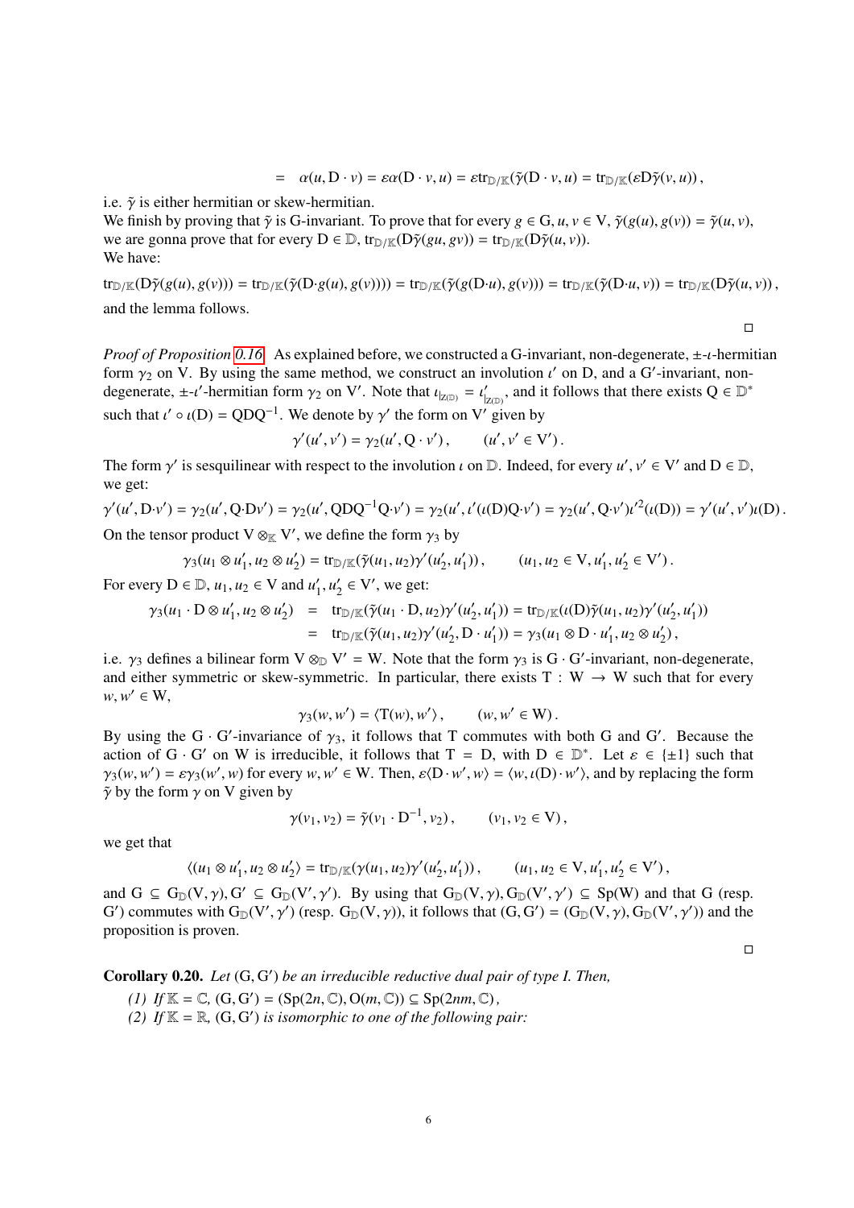$$= \alpha(u, \mathrm{D}\cdot v) = \varepsilon\alpha(\mathrm{D}\cdot v, u) = \varepsilon \mathrm{tr}_{\mathbb{D}/\mathbb{K}}(\tilde{\gamma}(\mathrm{D}\cdot v, u) = \mathrm{tr}_{\mathbb{D}/\mathbb{K}}(\varepsilon \mathrm{D}\tilde{\gamma}(v, u)),$$

i.e. $\tilde{\gamma}$ is either hermitian or skew-hermitian.
We finish by proving that $\tilde{\gamma}$ is G-invariant. To prove that for every $g \in \mathrm{G}, u, v \in \mathrm{V}$, $\tilde{\gamma}(g(u), g(v)) = \tilde{\gamma}(u, v)$, we are gonna prove that for every $\mathrm{D} \in \mathbb{D}$, $\mathrm{tr}_{\mathbb{D}/\mathbb{K}}(\mathrm{D}\tilde{\gamma}(gu, gv)) = \mathrm{tr}_{\mathbb{D}/\mathbb{K}}(\mathrm{D}\tilde{\gamma}(u, v))$.
We have:

$$\mathrm{tr}_{\mathbb{D}/\mathbb{K}}(\mathrm{D}\tilde{\gamma}(g(u), g(v))) = \mathrm{tr}_{\mathbb{D}/\mathbb{K}}(\tilde{\gamma}(\mathrm{D}\cdot g(u), g(v)))) = \mathrm{tr}_{\mathbb{D}/\mathbb{K}}(\tilde{\gamma}(g(\mathrm{D}\cdot u), g(v))) = \mathrm{tr}_{\mathbb{D}/\mathbb{K}}(\tilde{\gamma}(\mathrm{D}\cdot u, v)) = \mathrm{tr}_{\mathbb{D}/\mathbb{K}}(\mathrm{D}\tilde{\gamma}(u, v)),$$

and the lemma follows.

□

*Proof of Proposition 0.16.* As explained before, we constructed a G-invariant, non-degenerate, $\pm$-$\iota$-hermitian form $\gamma_2$ on V. By using the same method, we construct an involution $\iota'$ on D, and a G′-invariant, non-degenerate, $\pm$-$\iota'$-hermitian form $\gamma_2$ on V′. Note that $\iota_{|\mathrm{Z}(\mathbb{D})} = \iota'_{|\mathrm{Z}(\mathbb{D})}$, and it follows that there exists $\mathrm{Q} \in \mathbb{D}^*$ such that $\iota' \circ \iota(\mathrm{D}) = \mathrm{QDQ}^{-1}$. We denote by $\gamma'$ the form on V′ given by

$$\gamma'(u', v') = \gamma_2(u', \mathrm{Q}\cdot v'), \qquad (u', v' \in \mathrm{V}').$$

The form $\gamma'$ is sesquilinear with respect to the involution $\iota$ on $\mathbb{D}$. Indeed, for every $u', v' \in \mathrm{V}'$ and $\mathrm{D} \in \mathbb{D}$, we get:

$$\gamma'(u', \mathrm{D}\cdot v') = \gamma_2(u', \mathrm{Q}\cdot \mathrm{D}v') = \gamma_2(u', \mathrm{QDQ}^{-1}\mathrm{Q}\cdot v') = \gamma_2(u', \iota'(\iota(\mathrm{D})\mathrm{Q}\cdot v') = \gamma_2(u', \mathrm{Q}\cdot v')\iota'^2(\iota(\mathrm{D})) = \gamma'(u', v')\iota(\mathrm{D}).$$

On the tensor product $\mathrm{V} \otimes_{\mathbb{K}} \mathrm{V}'$, we define the form $\gamma_3$ by

$$\gamma_3(u_1 \otimes u'_1, u_2 \otimes u'_2) = \mathrm{tr}_{\mathbb{D}/\mathbb{K}}(\tilde{\gamma}(u_1, u_2)\gamma'(u'_2, u'_1)), \qquad (u_1, u_2 \in \mathrm{V}, u'_1, u'_2 \in \mathrm{V}').$$

For every $\mathrm{D} \in \mathbb{D}$, $u_1, u_2 \in \mathrm{V}$ and $u'_1, u'_2 \in \mathrm{V}'$, we get:

$$\begin{aligned}
\gamma_3(u_1 \cdot \mathrm{D} \otimes u'_1, u_2 \otimes u'_2) &= \mathrm{tr}_{\mathbb{D}/\mathbb{K}}(\tilde{\gamma}(u_1 \cdot \mathrm{D}, u_2)\gamma'(u'_2, u'_1)) = \mathrm{tr}_{\mathbb{D}/\mathbb{K}}(\iota(\mathrm{D})\tilde{\gamma}(u_1, u_2)\gamma'(u'_2, u'_1)) \\
&= \mathrm{tr}_{\mathbb{D}/\mathbb{K}}(\tilde{\gamma}(u_1, u_2)\gamma'(u'_2, \mathrm{D}\cdot u'_1)) = \gamma_3(u_1 \otimes \mathrm{D}\cdot u'_1, u_2 \otimes u'_2),
\end{aligned}$$

i.e. $\gamma_3$ defines a bilinear form $\mathrm{V} \otimes_{\mathbb{D}} \mathrm{V}' = \mathrm{W}$. Note that the form $\gamma_3$ is $\mathrm{G}\cdot\mathrm{G}'$-invariant, non-degenerate, and either symmetric or skew-symmetric. In particular, there exists $\mathrm{T} : \mathrm{W} \to \mathrm{W}$ such that for every $w, w' \in \mathrm{W}$,

$$\gamma_3(w, w') = \langle \mathrm{T}(w), w' \rangle, \qquad (w, w' \in \mathrm{W}).$$

By using the $\mathrm{G}\cdot\mathrm{G}'$-invariance of $\gamma_3$, it follows that T commutes with both G and G′. Because the action of $\mathrm{G}\cdot\mathrm{G}'$ on W is irreducible, it follows that $\mathrm{T} = \mathrm{D}$, with $\mathrm{D} \in \mathbb{D}^*$. Let $\varepsilon \in \{\pm 1\}$ such that $\gamma_3(w, w') = \varepsilon\gamma_3(w', w)$ for every $w, w' \in \mathrm{W}$. Then, $\varepsilon\langle \mathrm{D}\cdot w', w\rangle = \langle w, \iota(\mathrm{D})\cdot w'\rangle$, and by replacing the form $\tilde{\gamma}$ by the form $\gamma$ on V given by

$$\gamma(v_1, v_2) = \tilde{\gamma}(v_1 \cdot \mathrm{D}^{-1}, v_2), \qquad (v_1, v_2 \in \mathrm{V}),$$

we get that

$$\langle (u_1 \otimes u'_1, u_2 \otimes u'_2 \rangle = \mathrm{tr}_{\mathbb{D}/\mathbb{K}}(\gamma(u_1, u_2)\gamma'(u'_2, u'_1)), \qquad (u_1, u_2 \in \mathrm{V}, u'_1, u'_2 \in \mathrm{V}'),$$

and $\mathrm{G} \subseteq \mathrm{G}_{\mathbb{D}}(\mathrm{V}, \gamma), \mathrm{G}' \subseteq \mathrm{G}_{\mathbb{D}}(\mathrm{V}', \gamma')$. By using that $\mathrm{G}_{\mathbb{D}}(\mathrm{V}, \gamma), \mathrm{G}_{\mathbb{D}}(\mathrm{V}', \gamma') \subseteq \mathrm{Sp}(\mathrm{W})$ and that G (resp. G′) commutes with $\mathrm{G}_{\mathbb{D}}(\mathrm{V}', \gamma')$ (resp. $\mathrm{G}_{\mathbb{D}}(\mathrm{V}, \gamma)$), it follows that $(\mathrm{G}, \mathrm{G}') = (\mathrm{G}_{\mathbb{D}}(\mathrm{V}, \gamma), \mathrm{G}_{\mathbb{D}}(\mathrm{V}', \gamma'))$ and the proposition is proven.

□

**Corollary 0.20.** *Let* $(\mathrm{G}, \mathrm{G}')$ *be an irreducible reductive dual pair of type I. Then,*

*(1) If* $\mathbb{K} = \mathbb{C}$, $(\mathrm{G}, \mathrm{G}') = (\mathrm{Sp}(2n, \mathbb{C}), \mathrm{O}(m, \mathbb{C})) \subseteq \mathrm{Sp}(2nm, \mathbb{C})$,

*(2) If* $\mathbb{K} = \mathbb{R}$, $(\mathrm{G}, \mathrm{G}')$ *is isomorphic to one of the following pair:*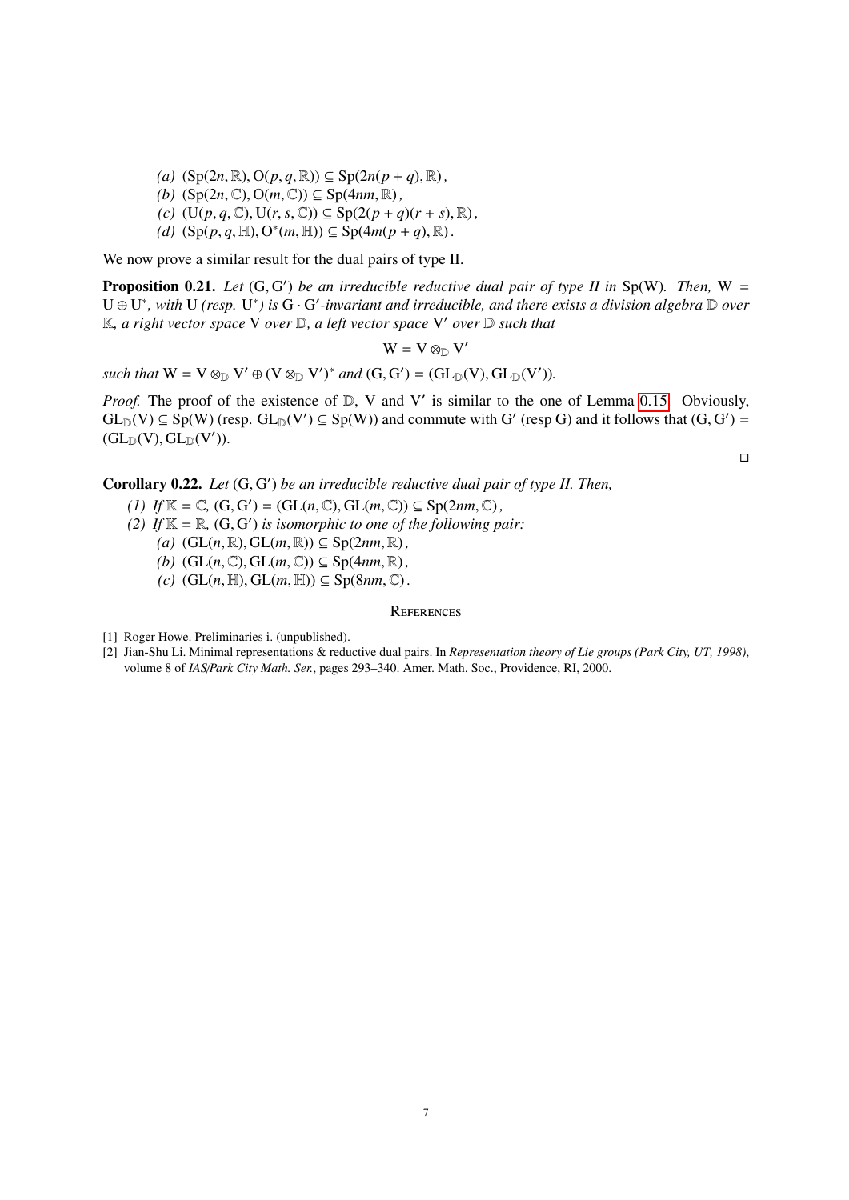(a) $(\mathrm{Sp}(2n,\mathbb{R}),\mathrm{O}(p,q,\mathbb{R}))\subseteq\mathrm{Sp}(2n(p+q),\mathbb{R})$,
(b) $(\mathrm{Sp}(2n,\mathbb{C}),\mathrm{O}(m,\mathbb{C}))\subseteq\mathrm{Sp}(4nm,\mathbb{R})$,
(c) $(\mathrm{U}(p,q,\mathbb{C}),\mathrm{U}(r,s,\mathbb{C}))\subseteq\mathrm{Sp}(2(p+q)(r+s),\mathbb{R})$,
(d) $(\mathrm{Sp}(p,q,\mathbb{H}),\mathrm{O}^{*}(m,\mathbb{H}))\subseteq\mathrm{Sp}(4m(p+q),\mathbb{R})$.

We now prove a similar result for the dual pairs of type II.

**Proposition 0.21.** *Let* $(\mathrm{G},\mathrm{G}')$ *be an irreducible reductive dual pair of type II in* $\mathrm{Sp}(\mathrm{W})$*. Then,* $\mathrm{W}=\mathrm{U}\oplus\mathrm{U}^{*}$*, with* $\mathrm{U}$ *(resp.* $\mathrm{U}^{*}$*) is* $\mathrm{G}\cdot\mathrm{G}'$*-invariant and irreducible, and there exists a division algebra* $\mathbb{D}$ *over* $\mathbb{K}$*, a right vector space* $\mathrm{V}$ *over* $\mathbb{D}$*, a left vector space* $\mathrm{V}'$ *over* $\mathbb{D}$ *such that*

$$\mathrm{W}=\mathrm{V}\otimes_{\mathbb{D}}\mathrm{V}'$$

*such that* $\mathrm{W}=\mathrm{V}\otimes_{\mathbb{D}}\mathrm{V}'\oplus(\mathrm{V}\otimes_{\mathbb{D}}\mathrm{V}')^{*}$ *and* $(\mathrm{G},\mathrm{G}')=(\mathrm{GL}_{\mathbb{D}}(\mathrm{V}),\mathrm{GL}_{\mathbb{D}}(\mathrm{V}'))$.

*Proof.* The proof of the existence of $\mathbb{D}$, $\mathrm{V}$ and $\mathrm{V}'$ is similar to the one of Lemma 0.15. Obviously, $\mathrm{GL}_{\mathbb{D}}(\mathrm{V})\subseteq\mathrm{Sp}(\mathrm{W})$ (resp. $\mathrm{GL}_{\mathbb{D}}(\mathrm{V}')\subseteq\mathrm{Sp}(\mathrm{W})$) and commute with $\mathrm{G}'$ (resp $\mathrm{G}$) and it follows that $(\mathrm{G},\mathrm{G}')=(\mathrm{GL}_{\mathbb{D}}(\mathrm{V}),\mathrm{GL}_{\mathbb{D}}(\mathrm{V}'))$. □

**Corollary 0.22.** *Let* $(\mathrm{G},\mathrm{G}')$ *be an irreducible reductive dual pair of type II. Then,*

(1) *If* $\mathbb{K}=\mathbb{C}$, $(\mathrm{G},\mathrm{G}')=(\mathrm{GL}(n,\mathbb{C}),\mathrm{GL}(m,\mathbb{C}))\subseteq\mathrm{Sp}(2nm,\mathbb{C})$,
(2) *If* $\mathbb{K}=\mathbb{R}$, $(\mathrm{G},\mathrm{G}')$ *is isomorphic to one of the following pair:*
  (a) $(\mathrm{GL}(n,\mathbb{R}),\mathrm{GL}(m,\mathbb{R}))\subseteq\mathrm{Sp}(2nm,\mathbb{R})$,
  (b) $(\mathrm{GL}(n,\mathbb{C}),\mathrm{GL}(m,\mathbb{C}))\subseteq\mathrm{Sp}(4nm,\mathbb{R})$,
  (c) $(\mathrm{GL}(n,\mathbb{H}),\mathrm{GL}(m,\mathbb{H}))\subseteq\mathrm{Sp}(8nm,\mathbb{C})$.

## References

[1] Roger Howe. Preliminaries i. (unpublished).
[2] Jian-Shu Li. Minimal representations & reductive dual pairs. In *Representation theory of Lie groups (Park City, UT, 1998)*, volume 8 of *IAS/Park City Math. Ser.*, pages 293–340. Amer. Math. Soc., Providence, RI, 2000.